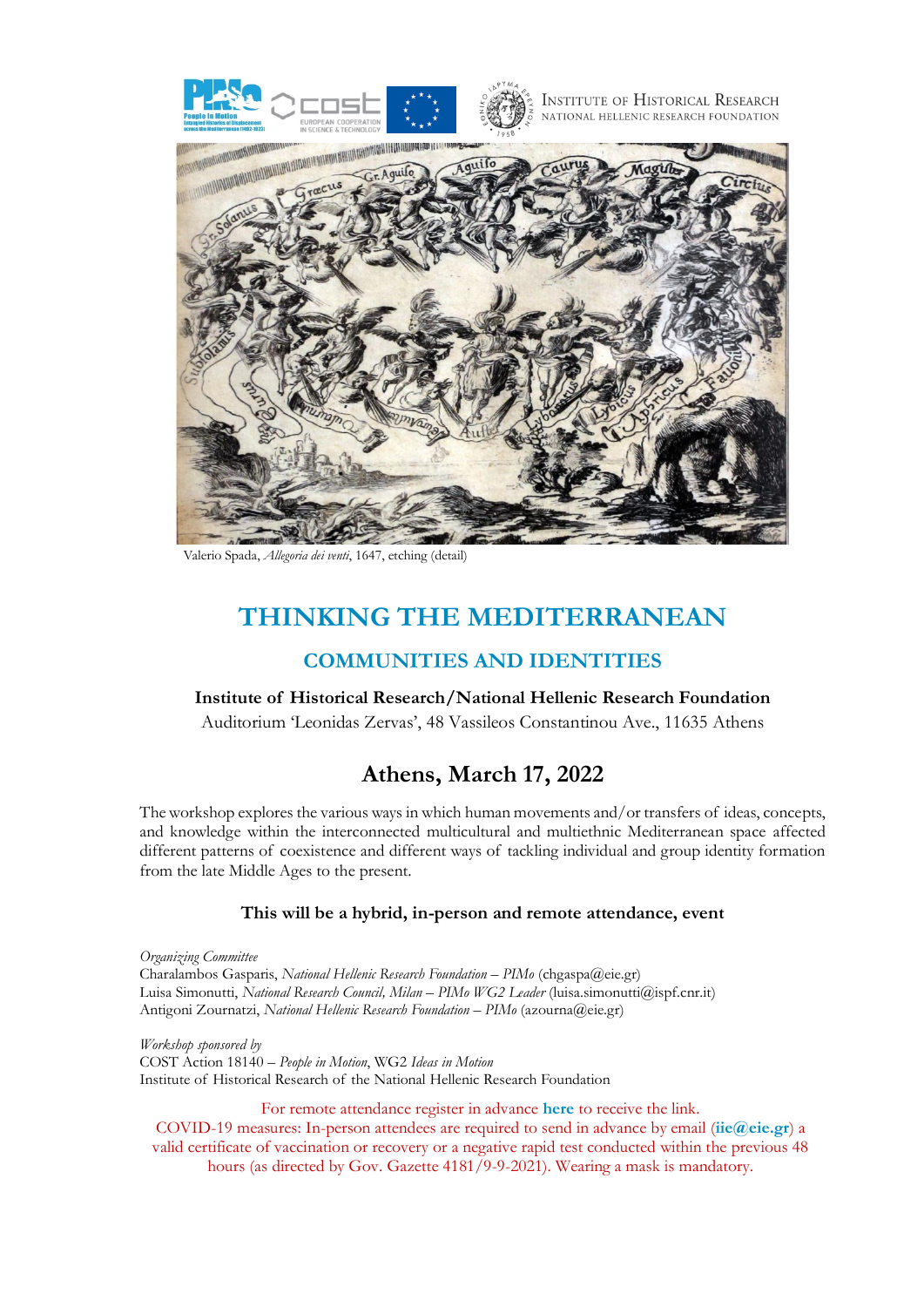Institute of Historical Research
National Hellenic Research Foundation

Valerio Spada, *Allegoria dei venti*, 1647, etching (detail)

# THINKING THE MEDITERRANEAN

## COMMUNITIES AND IDENTITIES

**Institute of Historical Research/National Hellenic Research Foundation**

Auditorium 'Leonidas Zervas', 48 Vassileos Constantinou Ave., 11635 Athens

## Athens, March 17, 2022

The workshop explores the various ways in which human movements and/or transfers of ideas, concepts, and knowledge within the interconnected multicultural and multiethnic Mediterranean space affected different patterns of coexistence and different ways of tackling individual and group identity formation from the late Middle Ages to the present.

**This will be a hybrid, in-person and remote attendance, event**

*Organizing Committee*
Charalambos Gasparis, *National Hellenic Research Foundation – PIMo* (chgaspa@eie.gr)
Luisa Simonutti, *National Research Council, Milan – PIMo WG2 Leader* (luisa.simonutti@ispf.cnr.it)
Antigoni Zournatzi, *National Hellenic Research Foundation – PIMo* (azourna@eie.gr)

*Workshop sponsored by*
COST Action 18140 – *People in Motion*, WG2 *Ideas in Motion*
Institute of Historical Research of the National Hellenic Research Foundation

For remote attendance register in advance **here** to receive the link.
COVID-19 measures: In-person attendees are required to send in advance by email (**iie@eie.gr**) a valid certificate of vaccination or recovery or a negative rapid test conducted within the previous 48 hours (as directed by Gov. Gazette 4181/9-9-2021). Wearing a mask is mandatory.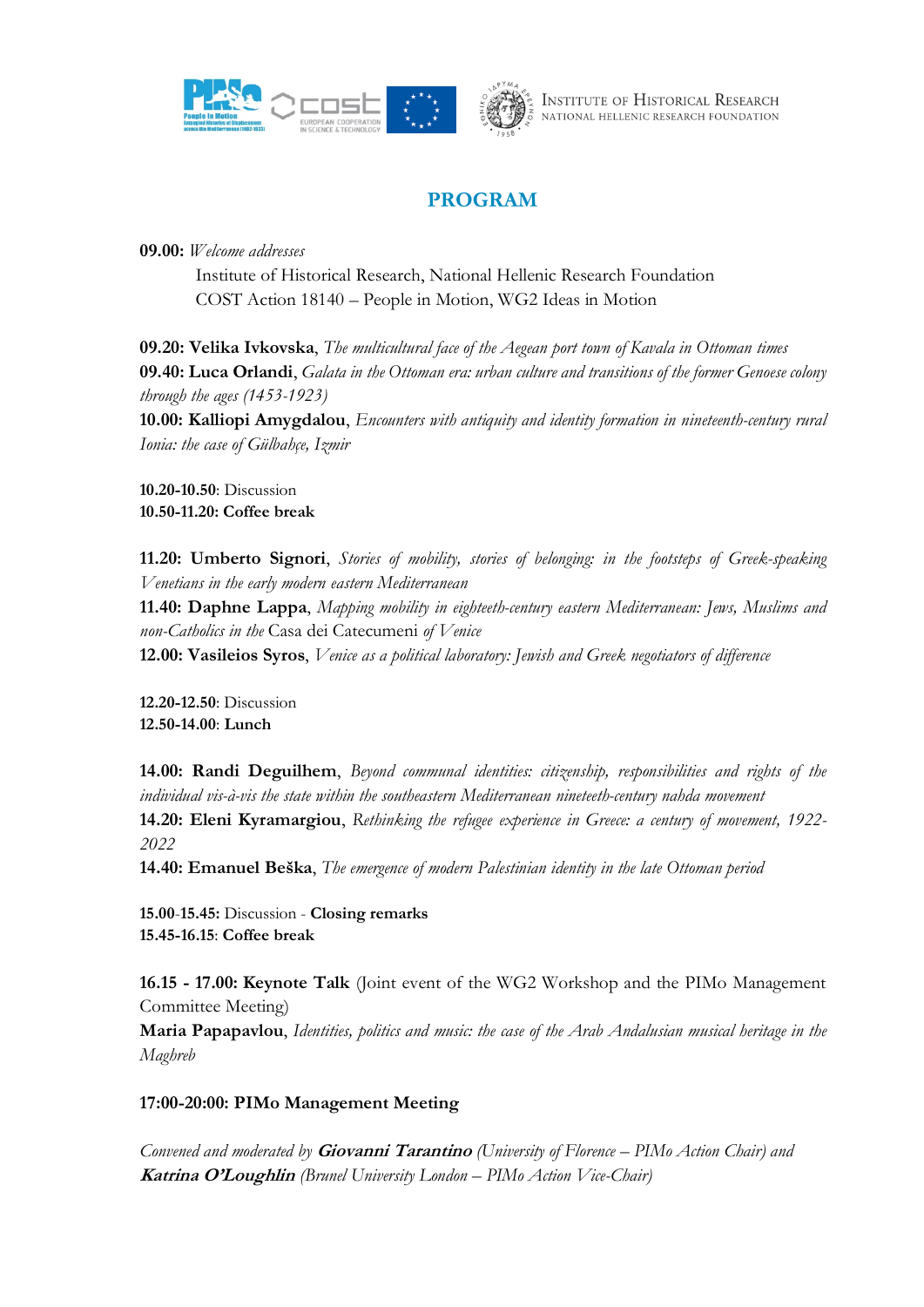# PROGRAM

**09.00:** *Welcome addresses*

Institute of Historical Research, National Hellenic Research Foundation
COST Action 18140 – People in Motion, WG2 Ideas in Motion

**09.20: Velika Ivkovska**, *The multicultural face of the Aegean port town of Kavala in Ottoman times*
**09.40: Luca Orlandi**, *Galata in the Ottoman era: urban culture and transitions of the former Genoese colony through the ages (1453-1923)*
**10.00: Kalliopi Amygdalou**, *Encounters with antiquity and identity formation in nineteenth-century rural Ionia: the case of Gülbahçe, Izmir*

**10.20-10.50**: Discussion
**10.50-11.20: Coffee break**

**11.20: Umberto Signori**, *Stories of mobility, stories of belonging: in the footsteps of Greek-speaking Venetians in the early modern eastern Mediterranean*
**11.40: Daphne Lappa**, *Mapping mobility in eighteeth-century eastern Mediterranean: Jews, Muslims and non-Catholics in the* Casa dei Catecumeni *of Venice*
**12.00: Vasileios Syros**, *Venice as a political laboratory: Jewish and Greek negotiators of difference*

**12.20-12.50**: Discussion
**12.50-14.00**: **Lunch**

**14.00: Randi Deguilhem**, *Beyond communal identities: citizenship, responsibilities and rights of the individual vis-à-vis the state within the southeastern Mediterranean nineteeth-century nahda movement*
**14.20: Eleni Kyramargiou**, *Rethinking the refugee experience in Greece: a century of movement, 1922-2022*
**14.40: Emanuel Beška**, *The emergence of modern Palestinian identity in the late Ottoman period*

**15.00-15.45:** Discussion - **Closing remarks**
**15.45-16.15**: **Coffee break**

**16.15 - 17.00: Keynote Talk** (Joint event of the WG2 Workshop and the PIMo Management Committee Meeting)
**Maria Papapavlou**, *Identities, politics and music: the case of the Arab Andalusian musical heritage in the Maghreb*

**17:00-20:00: PIMo Management Meeting**

*Convened and moderated by* ***Giovanni Tarantino*** *(University of Florence – PIMo Action Chair) and* ***Katrina O'Loughlin*** *(Brunel University London – PIMo Action Vice-Chair)*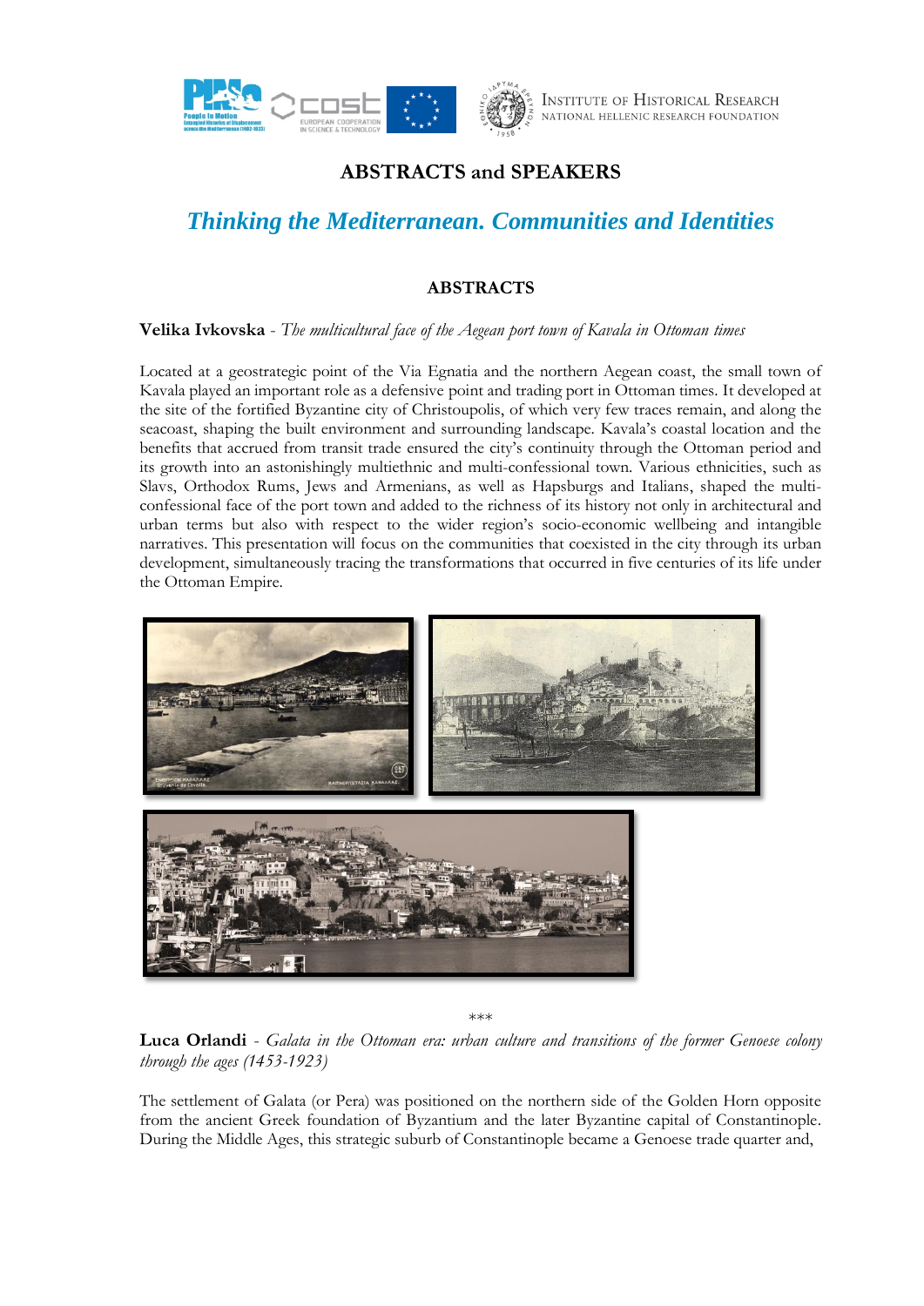## ABSTRACTS and SPEAKERS

# *Thinking the Mediterranean. Communities and Identities*

### ABSTRACTS

**Velika Ivkovska** - *The multicultural face of the Aegean port town of Kavala in Ottoman times*

Located at a geostrategic point of the Via Egnatia and the northern Aegean coast, the small town of Kavala played an important role as a defensive point and trading port in Ottoman times. It developed at the site of the fortified Byzantine city of Christoupolis, of which very few traces remain, and along the seacoast, shaping the built environment and surrounding landscape. Kavala's coastal location and the benefits that accrued from transit trade ensured the city's continuity through the Ottoman period and its growth into an astonishingly multiethnic and multi-confessional town. Various ethnicities, such as Slavs, Orthodox Rums, Jews and Armenians, as well as Hapsburgs and Italians, shaped the multi-confessional face of the port town and added to the richness of its history not only in architectural and urban terms but also with respect to the wider region's socio-economic wellbeing and intangible narratives. This presentation will focus on the communities that coexisted in the city through its urban development, simultaneously tracing the transformations that occurred in five centuries of its life under the Ottoman Empire.

\*\*\*

**Luca Orlandi** - *Galata in the Ottoman era: urban culture and transitions of the former Genoese colony through the ages (1453-1923)*

The settlement of Galata (or Pera) was positioned on the northern side of the Golden Horn opposite from the ancient Greek foundation of Byzantium and the later Byzantine capital of Constantinople. During the Middle Ages, this strategic suburb of Constantinople became a Genoese trade quarter and,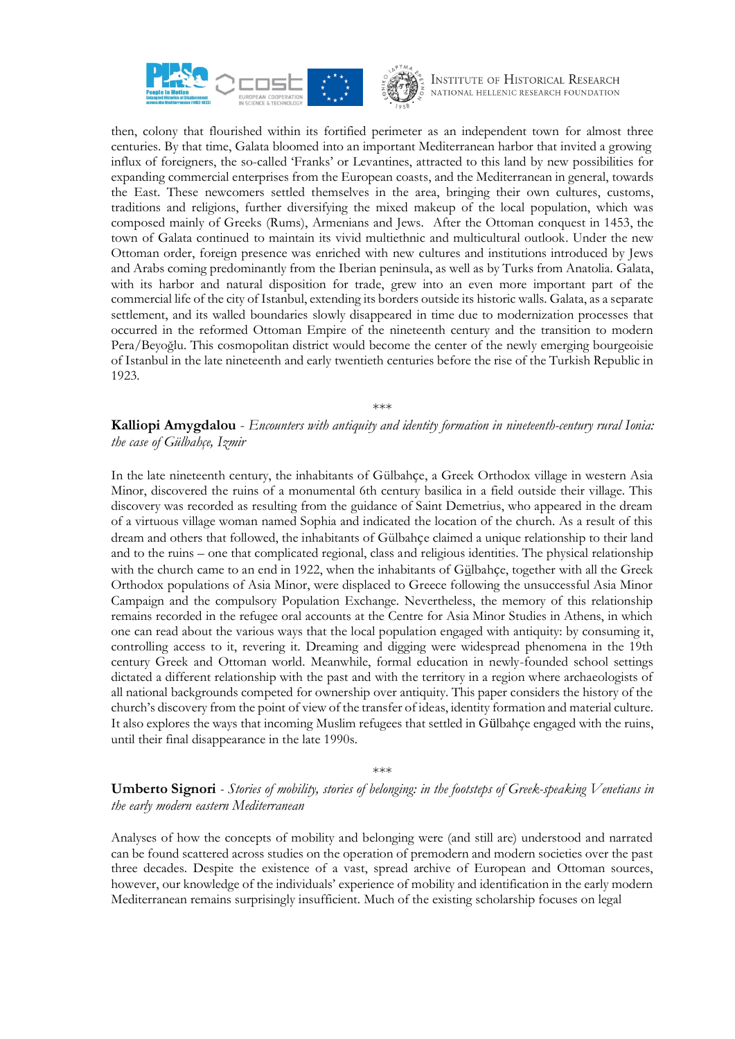then, colony that flourished within its fortified perimeter as an independent town for almost three centuries. By that time, Galata bloomed into an important Mediterranean harbor that invited a growing influx of foreigners, the so-called 'Franks' or Levantines, attracted to this land by new possibilities for expanding commercial enterprises from the European coasts, and the Mediterranean in general, towards the East. These newcomers settled themselves in the area, bringing their own cultures, customs, traditions and religions, further diversifying the mixed makeup of the local population, which was composed mainly of Greeks (Rums), Armenians and Jews. After the Ottoman conquest in 1453, the town of Galata continued to maintain its vivid multiethnic and multicultural outlook. Under the new Ottoman order, foreign presence was enriched with new cultures and institutions introduced by Jews and Arabs coming predominantly from the Iberian peninsula, as well as by Turks from Anatolia. Galata, with its harbor and natural disposition for trade, grew into an even more important part of the commercial life of the city of Istanbul, extending its borders outside its historic walls. Galata, as a separate settlement, and its walled boundaries slowly disappeared in time due to modernization processes that occurred in the reformed Ottoman Empire of the nineteenth century and the transition to modern Pera/Beyoğlu. This cosmopolitan district would become the center of the newly emerging bourgeoisie of Istanbul in the late nineteenth and early twentieth centuries before the rise of the Turkish Republic in 1923.

\*\*\*

**Kalliopi Amygdalou** - *Encounters with antiquity and identity formation in nineteenth-century rural Ionia: the case of Gülbahçe, Izmir*

In the late nineteenth century, the inhabitants of Gülbahçe, a Greek Orthodox village in western Asia Minor, discovered the ruins of a monumental 6th century basilica in a field outside their village. This discovery was recorded as resulting from the guidance of Saint Demetrius, who appeared in the dream of a virtuous village woman named Sophia and indicated the location of the church. As a result of this dream and others that followed, the inhabitants of Gülbahçe claimed a unique relationship to their land and to the ruins – one that complicated regional, class and religious identities. The physical relationship with the church came to an end in 1922, when the inhabitants of Gülbahçe, together with all the Greek Orthodox populations of Asia Minor, were displaced to Greece following the unsuccessful Asia Minor Campaign and the compulsory Population Exchange. Nevertheless, the memory of this relationship remains recorded in the refugee oral accounts at the Centre for Asia Minor Studies in Athens, in which one can read about the various ways that the local population engaged with antiquity: by consuming it, controlling access to it, revering it. Dreaming and digging were widespread phenomena in the 19th century Greek and Ottoman world. Meanwhile, formal education in newly-founded school settings dictated a different relationship with the past and with the territory in a region where archaeologists of all national backgrounds competed for ownership over antiquity. This paper considers the history of the church's discovery from the point of view of the transfer of ideas, identity formation and material culture. It also explores the ways that incoming Muslim refugees that settled in Gülbahçe engaged with the ruins, until their final disappearance in the late 1990s.

\*\*\*

**Umberto Signori** - *Stories of mobility, stories of belonging: in the footsteps of Greek-speaking Venetians in the early modern eastern Mediterranean*

Analyses of how the concepts of mobility and belonging were (and still are) understood and narrated can be found scattered across studies on the operation of premodern and modern societies over the past three decades. Despite the existence of a vast, spread archive of European and Ottoman sources, however, our knowledge of the individuals' experience of mobility and identification in the early modern Mediterranean remains surprisingly insufficient. Much of the existing scholarship focuses on legal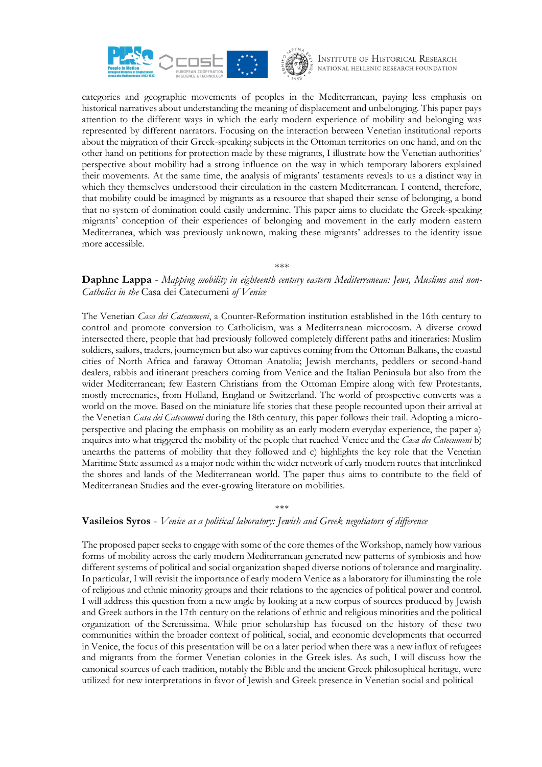categories and geographic movements of peoples in the Mediterranean, paying less emphasis on historical narratives about understanding the meaning of displacement and unbelonging. This paper pays attention to the different ways in which the early modern experience of mobility and belonging was represented by different narrators. Focusing on the interaction between Venetian institutional reports about the migration of their Greek-speaking subjects in the Ottoman territories on one hand, and on the other hand on petitions for protection made by these migrants, I illustrate how the Venetian authorities' perspective about mobility had a strong influence on the way in which temporary laborers explained their movements. At the same time, the analysis of migrants' testaments reveals to us a distinct way in which they themselves understood their circulation in the eastern Mediterranean. I contend, therefore, that mobility could be imagined by migrants as a resource that shaped their sense of belonging, a bond that no system of domination could easily undermine. This paper aims to elucidate the Greek-speaking migrants' conception of their experiences of belonging and movement in the early modern eastern Mediterranea, which was previously unknown, making these migrants' addresses to the identity issue more accessible.

\*\*\*

**Daphne Lappa** - *Mapping mobility in eighteenth century eastern Mediterranean: Jews, Muslims and non-Catholics in the* Casa dei Catecumeni *of Venice*

The Venetian *Casa dei Catecumeni*, a Counter-Reformation institution established in the 16th century to control and promote conversion to Catholicism, was a Mediterranean microcosm. A diverse crowd intersected there, people that had previously followed completely different paths and itineraries: Muslim soldiers, sailors, traders, journeymen but also war captives coming from the Ottoman Balkans, the coastal cities of North Africa and faraway Ottoman Anatolia; Jewish merchants, peddlers or second-hand dealers, rabbis and itinerant preachers coming from Venice and the Italian Peninsula but also from the wider Mediterranean; few Eastern Christians from the Ottoman Empire along with few Protestants, mostly mercenaries, from Holland, England or Switzerland. The world of prospective converts was a world on the move. Based on the miniature life stories that these people recounted upon their arrival at the Venetian *Casa dei Catecumeni* during the 18th century, this paper follows their trail. Adopting a micro-perspective and placing the emphasis on mobility as an early modern everyday experience, the paper a) inquires into what triggered the mobility of the people that reached Venice and the *Casa dei Catecumeni* b) unearths the patterns of mobility that they followed and c) highlights the key role that the Venetian Maritime State assumed as a major node within the wider network of early modern routes that interlinked the shores and lands of the Mediterranean world. The paper thus aims to contribute to the field of Mediterranean Studies and the ever-growing literature on mobilities.

\*\*\*

**Vasileios Syros** - *Venice as a political laboratory: Jewish and Greek negotiators of difference*

The proposed paper seeks to engage with some of the core themes of the Workshop, namely how various forms of mobility across the early modern Mediterranean generated new patterns of symbiosis and how different systems of political and social organization shaped diverse notions of tolerance and marginality. In particular, I will revisit the importance of early modern Venice as a laboratory for illuminating the role of religious and ethnic minority groups and their relations to the agencies of political power and control. I will address this question from a new angle by looking at a new corpus of sources produced by Jewish and Greek authors in the 17th century on the relations of ethnic and religious minorities and the political organization of the Serenissima. While prior scholarship has focused on the history of these two communities within the broader context of political, social, and economic developments that occurred in Venice, the focus of this presentation will be on a later period when there was a new influx of refugees and migrants from the former Venetian colonies in the Greek isles. As such, I will discuss how the canonical sources of each tradition, notably the Bible and the ancient Greek philosophical heritage, were utilized for new interpretations in favor of Jewish and Greek presence in Venetian social and political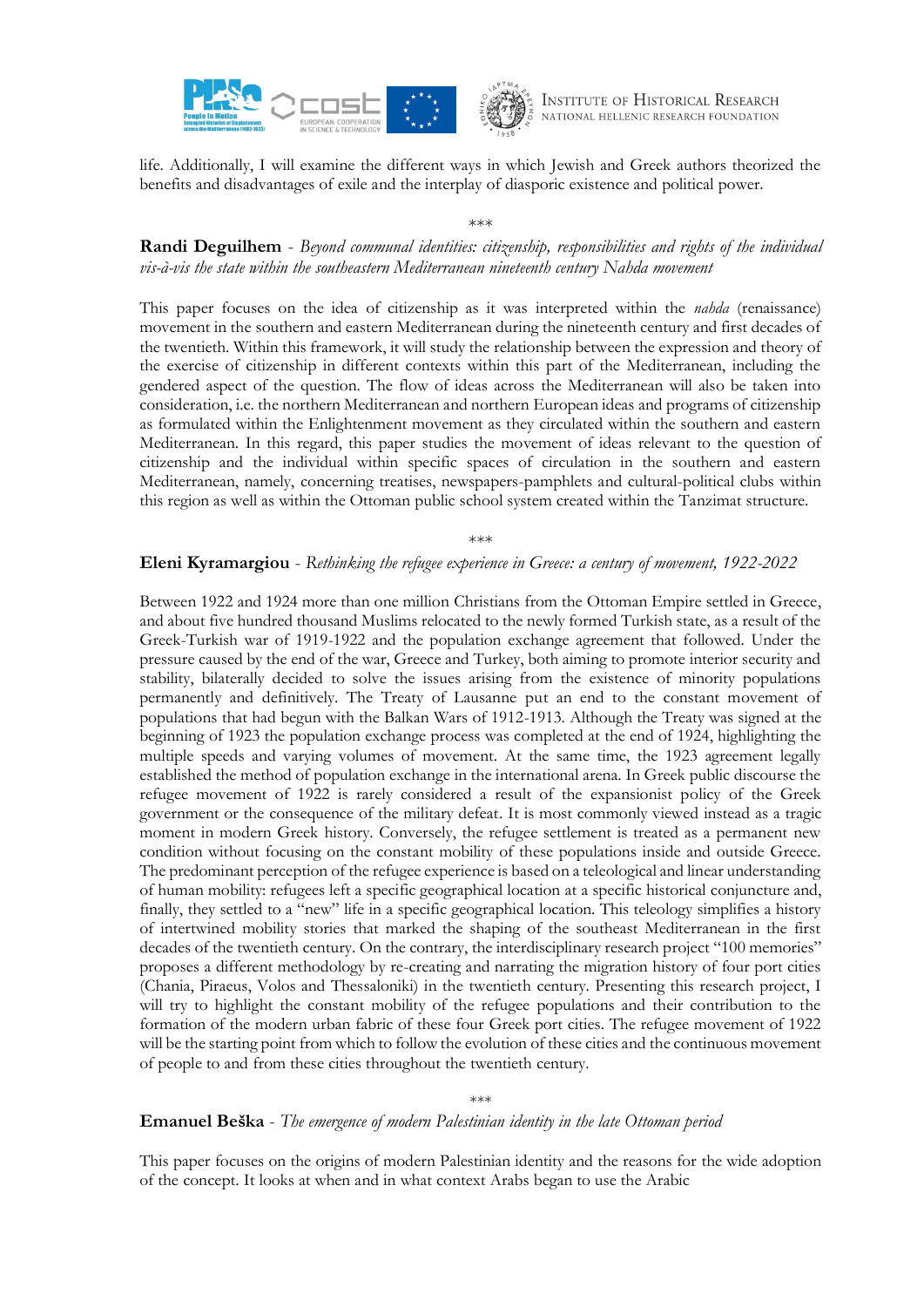life. Additionally, I will examine the different ways in which Jewish and Greek authors theorized the benefits and disadvantages of exile and the interplay of diasporic existence and political power.

\*\*\*

**Randi Deguilhem** - *Beyond communal identities: citizenship, responsibilities and rights of the individual vis-à-vis the state within the southeastern Mediterranean nineteenth century Nahda movement*

This paper focuses on the idea of citizenship as it was interpreted within the *nahda* (renaissance) movement in the southern and eastern Mediterranean during the nineteenth century and first decades of the twentieth. Within this framework, it will study the relationship between the expression and theory of the exercise of citizenship in different contexts within this part of the Mediterranean, including the gendered aspect of the question. The flow of ideas across the Mediterranean will also be taken into consideration, i.e. the northern Mediterranean and northern European ideas and programs of citizenship as formulated within the Enlightenment movement as they circulated within the southern and eastern Mediterranean. In this regard, this paper studies the movement of ideas relevant to the question of citizenship and the individual within specific spaces of circulation in the southern and eastern Mediterranean, namely, concerning treatises, newspapers-pamphlets and cultural-political clubs within this region as well as within the Ottoman public school system created within the Tanzimat structure.

\*\*\*

**Eleni Kyramargiou** - *Rethinking the refugee experience in Greece: a century of movement, 1922-2022*

Between 1922 and 1924 more than one million Christians from the Ottoman Empire settled in Greece, and about five hundred thousand Muslims relocated to the newly formed Turkish state, as a result of the Greek-Turkish war of 1919-1922 and the population exchange agreement that followed. Under the pressure caused by the end of the war, Greece and Turkey, both aiming to promote interior security and stability, bilaterally decided to solve the issues arising from the existence of minority populations permanently and definitively. The Treaty of Lausanne put an end to the constant movement of populations that had begun with the Balkan Wars of 1912-1913. Although the Treaty was signed at the beginning of 1923 the population exchange process was completed at the end of 1924, highlighting the multiple speeds and varying volumes of movement. At the same time, the 1923 agreement legally established the method of population exchange in the international arena. In Greek public discourse the refugee movement of 1922 is rarely considered a result of the expansionist policy of the Greek government or the consequence of the military defeat. It is most commonly viewed instead as a tragic moment in modern Greek history. Conversely, the refugee settlement is treated as a permanent new condition without focusing on the constant mobility of these populations inside and outside Greece. The predominant perception of the refugee experience is based on a teleological and linear understanding of human mobility: refugees left a specific geographical location at a specific historical conjuncture and, finally, they settled to a "new" life in a specific geographical location. This teleology simplifies a history of intertwined mobility stories that marked the shaping of the southeast Mediterranean in the first decades of the twentieth century. On the contrary, the interdisciplinary research project "100 memories" proposes a different methodology by re-creating and narrating the migration history of four port cities (Chania, Piraeus, Volos and Thessaloniki) in the twentieth century. Presenting this research project, I will try to highlight the constant mobility of the refugee populations and their contribution to the formation of the modern urban fabric of these four Greek port cities. The refugee movement of 1922 will be the starting point from which to follow the evolution of these cities and the continuous movement of people to and from these cities throughout the twentieth century.

\*\*\*

**Emanuel Beška** - *The emergence of modern Palestinian identity in the late Ottoman period*

This paper focuses on the origins of modern Palestinian identity and the reasons for the wide adoption of the concept. It looks at when and in what context Arabs began to use the Arabic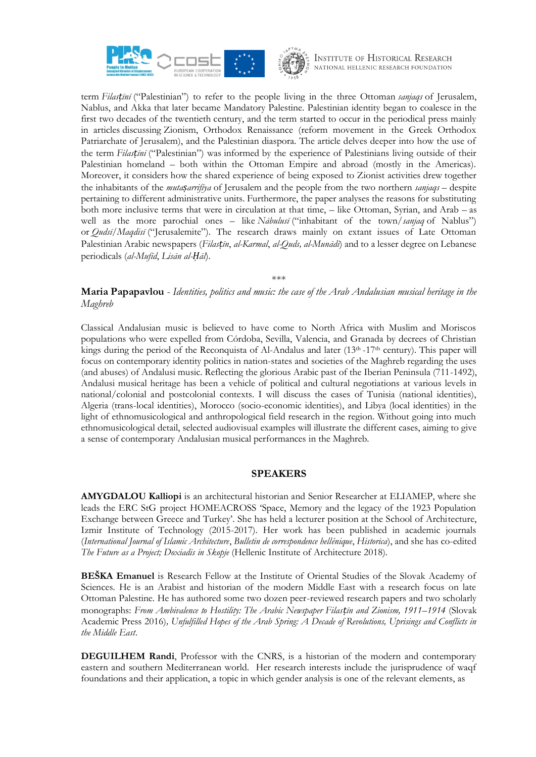term *Filasṭīnī* ("Palestinian") to refer to the people living in the three Ottoman *sanjaqs* of Jerusalem, Nablus, and Akka that later became Mandatory Palestine. Palestinian identity began to coalesce in the first two decades of the twentieth century, and the term started to occur in the periodical press mainly in articles discussing Zionism, Orthodox Renaissance (reform movement in the Greek Orthodox Patriarchate of Jerusalem), and the Palestinian diaspora. The article delves deeper into how the use of the term *Filasṭīnī* ("Palestinian") was informed by the experience of Palestinians living outside of their Palestinian homeland – both within the Ottoman Empire and abroad (mostly in the Americas). Moreover, it considers how the shared experience of being exposed to Zionist activities drew together the inhabitants of the *mutaṣarrifiya* of Jerusalem and the people from the two northern *sanjaqs* – despite pertaining to different administrative units. Furthermore, the paper analyses the reasons for substituting both more inclusive terms that were in circulation at that time, – like Ottoman, Syrian, and Arab – as well as the more parochial ones – like *Nābulusī* ("inhabitant of the town/*sanjaq* of Nablus") or *Qudsī*/*Maqdisī* ("Jerusalemite"). The research draws mainly on extant issues of Late Ottoman Palestinian Arabic newspapers (*Filasṭīn*, *al-Karmal*, *al-Quds, al-Munādī*) and to a lesser degree on Lebanese periodicals (*al-Mufīd*, *Lisān al-Ḥāl*).

***

**Maria Papapavlou** - *Identities, politics and music: the case of the Arab Andalusian musical heritage in the Maghreb*

Classical Andalusian music is believed to have come to North Africa with Muslim and Moriscos populations who were expelled from Córdoba, Sevilla, Valencia, and Granada by decrees of Christian kings during the period of the Reconquista of Al-Andalus and later (13th -17th century). This paper will focus on contemporary identity politics in nation-states and societies of the Maghreb regarding the uses (and abuses) of Andalusi music. Reflecting the glorious Arabic past of the Iberian Peninsula (711-1492), Andalusi musical heritage has been a vehicle of political and cultural negotiations at various levels in national/colonial and postcolonial contexts. I will discuss the cases of Tunisia (national identities), Algeria (trans-local identities), Morocco (socio-economic identities), and Libya (local identities) in the light of ethnomusicological and anthropological field research in the region. Without going into much ethnomusicological detail, selected audiovisual examples will illustrate the different cases, aiming to give a sense of contemporary Andalusian musical performances in the Maghreb.

## SPEAKERS

**AMYGDALOU Kalliopi** is an architectural historian and Senior Researcher at ELIAMEP, where she leads the ERC StG project HOMEACROSS 'Space, Memory and the legacy of the 1923 Population Exchange between Greece and Turkey'. She has held a lecturer position at the School of Architecture, Izmir Institute of Technology (2015-2017). Her work has been published in academic journals (*International Journal of Islamic Architecture*, *Bulletin de correspondence hellénique*, *Historica*), and she has co-edited *The Future as a Project; Doxiadis in Skopje* (Hellenic Institute of Architecture 2018).

**BEŠKA Emanuel** is Research Fellow at the Institute of Oriental Studies of the Slovak Academy of Sciences. He is an Arabist and historian of the modern Middle East with a research focus on late Ottoman Palestine. He has authored some two dozen peer-reviewed research papers and two scholarly monographs: *From Ambivalence to Hostility: The Arabic Newspaper Filasṭīn and Zionism, 1911–1914* (Slovak Academic Press 2016)*, Unfulfilled Hopes of the Arab Spring: A Decade of Revolutions, Uprisings and Conflicts in the Middle East*.

**DEGUILHEM Randi**, Professor with the CNRS, is a historian of the modern and contemporary eastern and southern Mediterranean world. Her research interests include the jurisprudence of waqf foundations and their application, a topic in which gender analysis is one of the relevant elements, as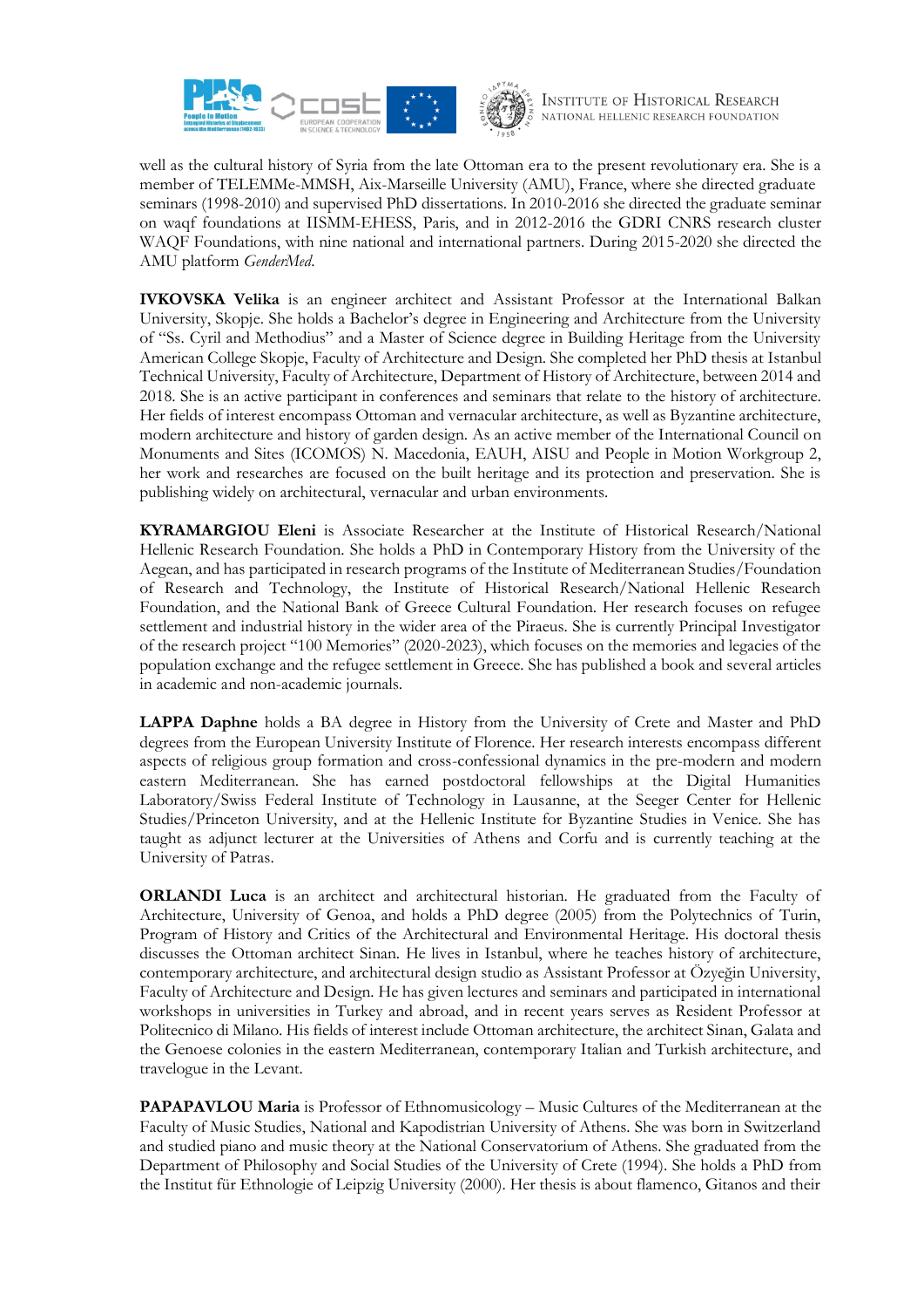well as the cultural history of Syria from the late Ottoman era to the present revolutionary era. She is a member of TELEMMe-MMSH, Aix-Marseille University (AMU), France, where she directed graduate seminars (1998-2010) and supervised PhD dissertations. In 2010-2016 she directed the graduate seminar on waqf foundations at IISMM-EHESS, Paris, and in 2012-2016 the GDRI CNRS research cluster WAQF Foundations, with nine national and international partners. During 2015-2020 she directed the AMU platform *GenderMed*.

**IVKOVSKA Velika** is an engineer architect and Assistant Professor at the International Balkan University, Skopje. She holds a Bachelor's degree in Engineering and Architecture from the University of "Ss. Cyril and Methodius" and a Master of Science degree in Building Heritage from the University American College Skopje, Faculty of Architecture and Design. She completed her PhD thesis at Istanbul Technical University, Faculty of Architecture, Department of History of Architecture, between 2014 and 2018. She is an active participant in conferences and seminars that relate to the history of architecture. Her fields of interest encompass Ottoman and vernacular architecture, as well as Byzantine architecture, modern architecture and history of garden design. As an active member of the International Council on Monuments and Sites (ICOMOS) N. Macedonia, EAUH, AISU and People in Motion Workgroup 2, her work and researches are focused on the built heritage and its protection and preservation. She is publishing widely on architectural, vernacular and urban environments.

**KYRAMARGIOU Eleni** is Associate Researcher at the Institute of Historical Research/National Hellenic Research Foundation. She holds a PhD in Contemporary History from the University of the Aegean, and has participated in research programs of the Institute of Mediterranean Studies/Foundation of Research and Technology, the Institute of Historical Research/National Hellenic Research Foundation, and the National Bank of Greece Cultural Foundation. Her research focuses on refugee settlement and industrial history in the wider area of the Piraeus. She is currently Principal Investigator of the research project "100 Memories" (2020-2023), which focuses on the memories and legacies of the population exchange and the refugee settlement in Greece. She has published a book and several articles in academic and non-academic journals.

**LAPPA Daphne** holds a BA degree in History from the University of Crete and Master and PhD degrees from the European University Institute of Florence. Her research interests encompass different aspects of religious group formation and cross-confessional dynamics in the pre-modern and modern eastern Mediterranean. She has earned postdoctoral fellowships at the Digital Humanities Laboratory/Swiss Federal Institute of Technology in Lausanne, at the Seeger Center for Hellenic Studies/Princeton University, and at the Hellenic Institute for Byzantine Studies in Venice. She has taught as adjunct lecturer at the Universities of Athens and Corfu and is currently teaching at the University of Patras.

**ORLANDI Luca** is an architect and architectural historian. He graduated from the Faculty of Architecture, University of Genoa, and holds a PhD degree (2005) from the Polytechnics of Turin, Program of History and Critics of the Architectural and Environmental Heritage. His doctoral thesis discusses the Ottoman architect Sinan. He lives in Istanbul, where he teaches history of architecture, contemporary architecture, and architectural design studio as Assistant Professor at Özyeğin University, Faculty of Architecture and Design. He has given lectures and seminars and participated in international workshops in universities in Turkey and abroad, and in recent years serves as Resident Professor at Politecnico di Milano. His fields of interest include Ottoman architecture, the architect Sinan, Galata and the Genoese colonies in the eastern Mediterranean, contemporary Italian and Turkish architecture, and travelogue in the Levant.

**PAPAPAVLOU Maria** is Professor of Ethnomusicology – Music Cultures of the Mediterranean at the Faculty of Music Studies, National and Kapodistrian University of Athens. She was born in Switzerland and studied piano and music theory at the National Conservatorium of Athens. She graduated from the Department of Philosophy and Social Studies of the University of Crete (1994). She holds a PhD from the Institut für Ethnologie of Leipzig University (2000). Her thesis is about flamenco, Gitanos and their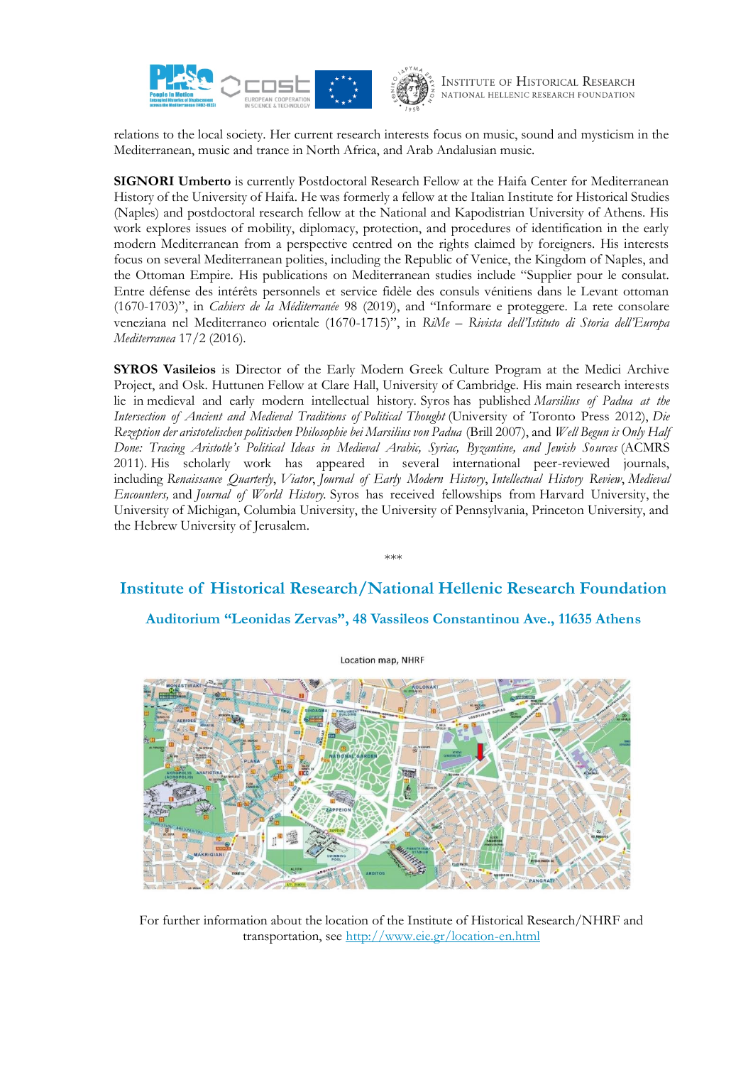relations to the local society. Her current research interests focus on music, sound and mysticism in the Mediterranean, music and trance in North Africa, and Arab Andalusian music.

**SIGNORI Umberto** is currently Postdoctoral Research Fellow at the Haifa Center for Mediterranean History of the University of Haifa. He was formerly a fellow at the Italian Institute for Historical Studies (Naples) and postdoctoral research fellow at the National and Kapodistrian University of Athens. His work explores issues of mobility, diplomacy, protection, and procedures of identification in the early modern Mediterranean from a perspective centred on the rights claimed by foreigners. His interests focus on several Mediterranean polities, including the Republic of Venice, the Kingdom of Naples, and the Ottoman Empire. His publications on Mediterranean studies include "Supplier pour le consulat. Entre défense des intérêts personnels et service fidèle des consuls vénitiens dans le Levant ottoman (1670-1703)", in *Cahiers de la Méditerranée* 98 (2019), and "Informare e proteggere. La rete consolare veneziana nel Mediterraneo orientale (1670-1715)", in *RiMe – Rivista dell'Istituto di Storia dell'Europa Mediterranea* 17/2 (2016).

**SYROS Vasileios** is Director of the Early Modern Greek Culture Program at the Medici Archive Project, and Osk. Huttunen Fellow at Clare Hall, University of Cambridge. His main research interests lie in medieval and early modern intellectual history. Syros has published *Marsilius of Padua at the Intersection of Ancient and Medieval Traditions of Political Thought* (University of Toronto Press 2012), *Die Rezeption der aristotelischen politischen Philosophie bei Marsilius von Padua* (Brill 2007), and *Well Begun is Only Half Done: Tracing Aristotle's Political Ideas in Medieval Arabic, Syriac, Byzantine, and Jewish Sources* (ACMRS 2011). His scholarly work has appeared in several international peer-reviewed journals, including *Renaissance Quarterly*, *Viator*, *Journal of Early Modern History*, *Intellectual History Review*, *Medieval Encounters,* and *Journal of World History*. Syros has received fellowships from Harvard University, the University of Michigan, Columbia University, the University of Pennsylvania, Princeton University, and the Hebrew University of Jerusalem.

\*\*\*

## Institute of Historical Research/National Hellenic Research Foundation

### Auditorium "Leonidas Zervas", 48 Vassileos Constantinou Ave., 11635 Athens

Location map, NHRF

For further information about the location of the Institute of Historical Research/NHRF and transportation, see http://www.eie.gr/location-en.html